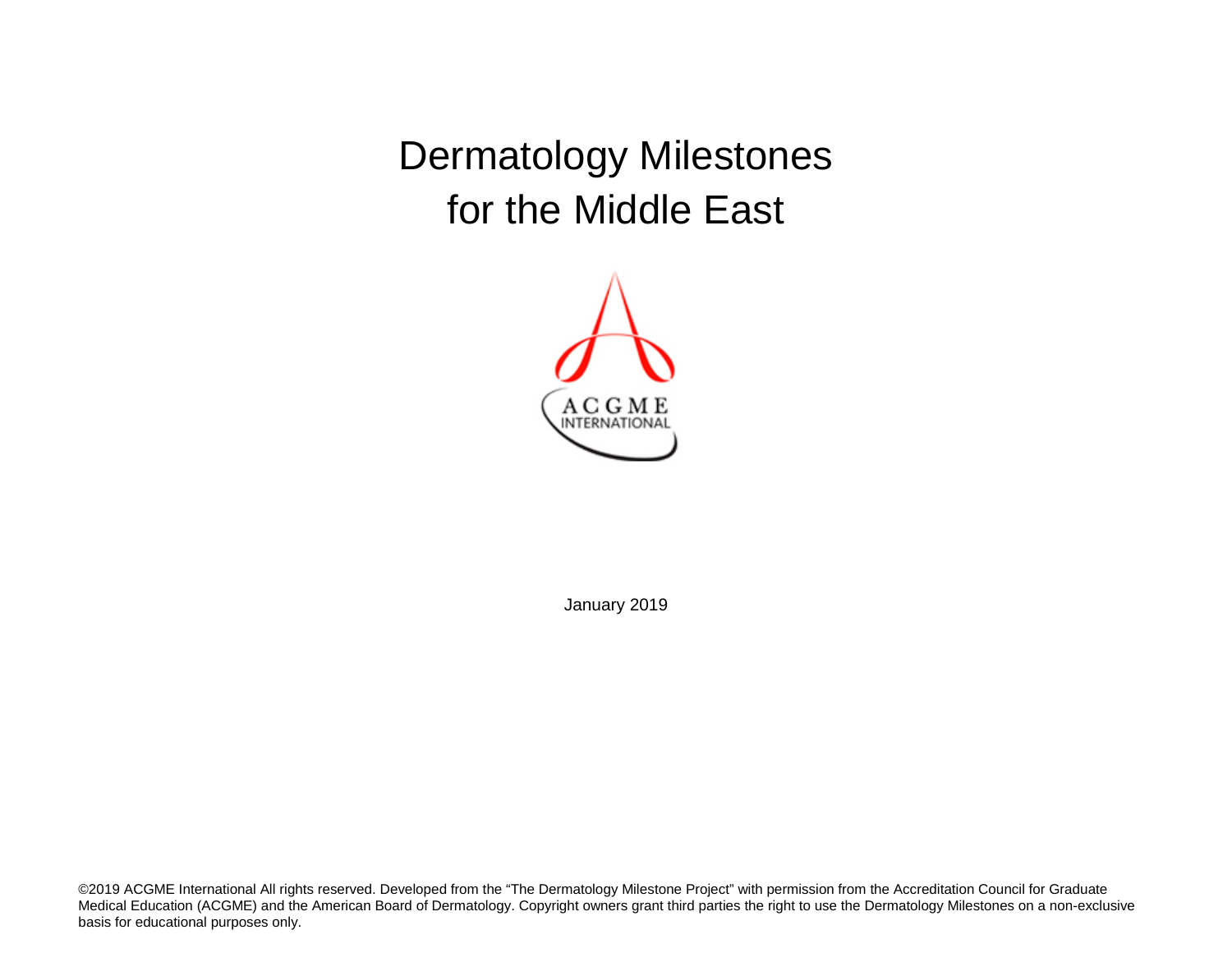# Dermatology Milestones for the Middle East

ACGME INTERNATIONAL

January 2019

©2019 ACGME International All rights reserved. Developed from the "The Dermatology Milestone Project" with permission from the Accreditation Council for Graduate Medical Education (ACGME) and the American Board of Dermatology. Copyright owners grant third parties the right to use the Dermatology Milestones on a non-exclusive basis for educational purposes only.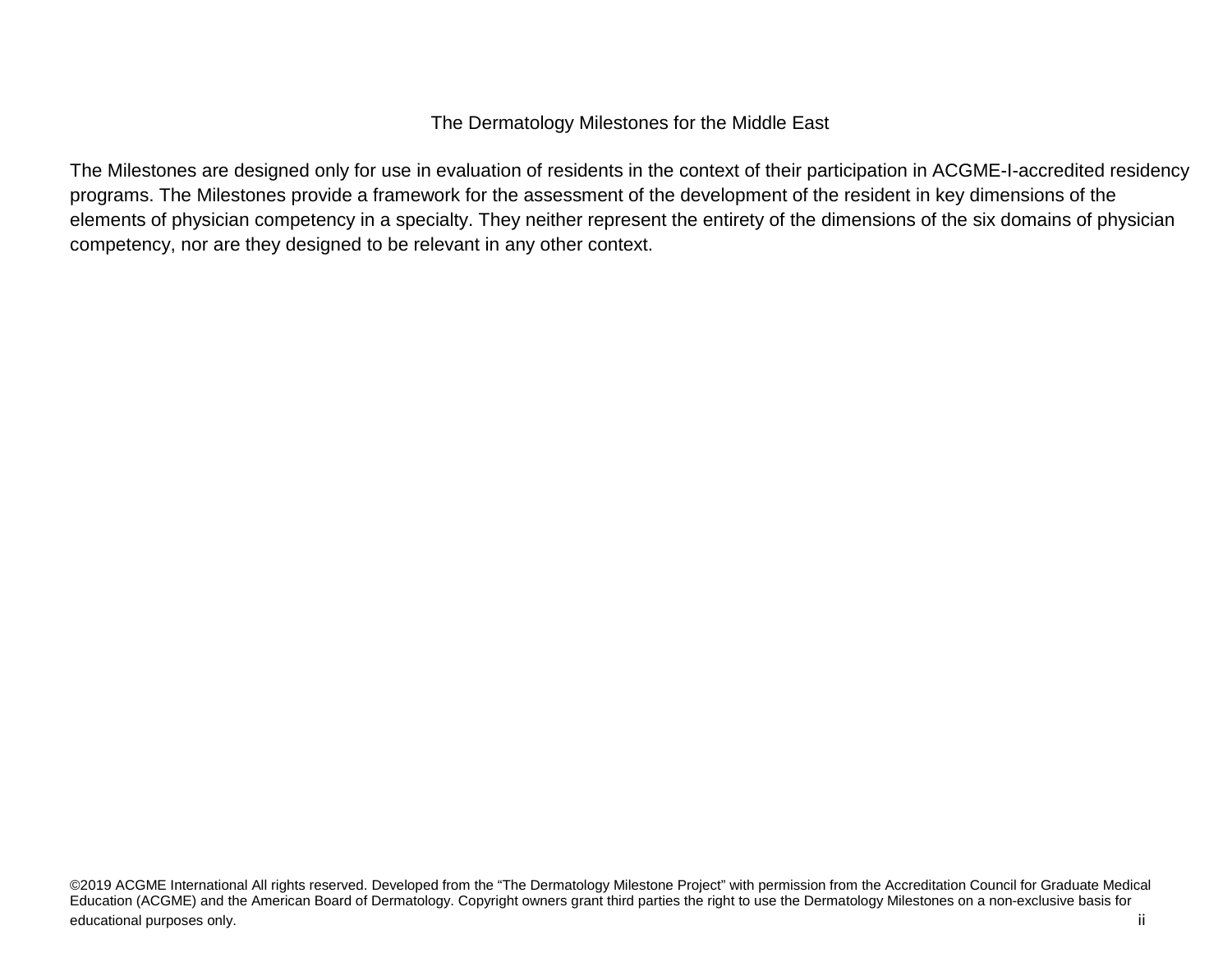The Dermatology Milestones for the Middle East

The Milestones are designed only for use in evaluation of residents in the context of their participation in ACGME-I-accredited residency programs. The Milestones provide a framework for the assessment of the development of the resident in key dimensions of the elements of physician competency in a specialty. They neither represent the entirety of the dimensions of the six domains of physician competency, nor are they designed to be relevant in any other context.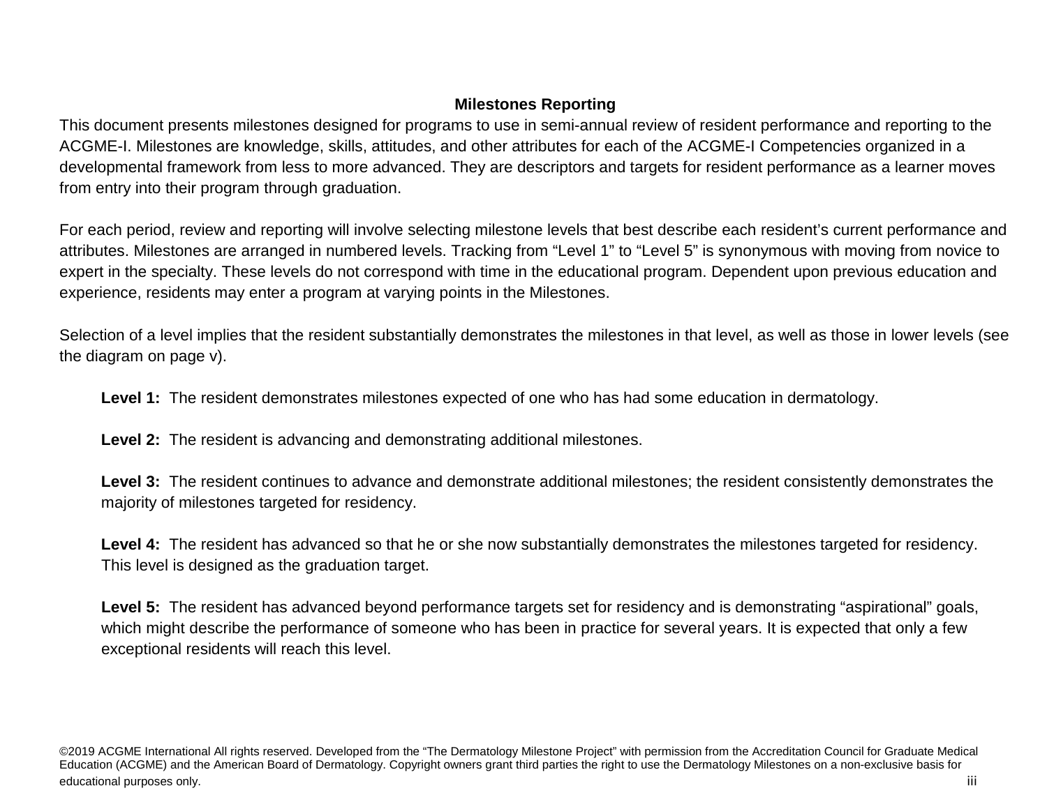## Milestones Reporting

This document presents milestones designed for programs to use in semi-annual review of resident performance and reporting to the ACGME-I. Milestones are knowledge, skills, attitudes, and other attributes for each of the ACGME-I Competencies organized in a developmental framework from less to more advanced. They are descriptors and targets for resident performance as a learner moves from entry into their program through graduation.

For each period, review and reporting will involve selecting milestone levels that best describe each resident's current performance and attributes. Milestones are arranged in numbered levels. Tracking from "Level 1" to "Level 5" is synonymous with moving from novice to expert in the specialty. These levels do not correspond with time in the educational program. Dependent upon previous education and experience, residents may enter a program at varying points in the Milestones.

Selection of a level implies that the resident substantially demonstrates the milestones in that level, as well as those in lower levels (see the diagram on page v).

**Level 1:** The resident demonstrates milestones expected of one who has had some education in dermatology.

**Level 2:** The resident is advancing and demonstrating additional milestones.

**Level 3:** The resident continues to advance and demonstrate additional milestones; the resident consistently demonstrates the majority of milestones targeted for residency.

**Level 4:** The resident has advanced so that he or she now substantially demonstrates the milestones targeted for residency. This level is designed as the graduation target.

**Level 5:** The resident has advanced beyond performance targets set for residency and is demonstrating "aspirational" goals, which might describe the performance of someone who has been in practice for several years. It is expected that only a few exceptional residents will reach this level.

©2019 ACGME International All rights reserved. Developed from the "The Dermatology Milestone Project" with permission from the Accreditation Council for Graduate Medical Education (ACGME) and the American Board of Dermatology. Copyright owners grant third parties the right to use the Dermatology Milestones on a non-exclusive basis for educational purposes only.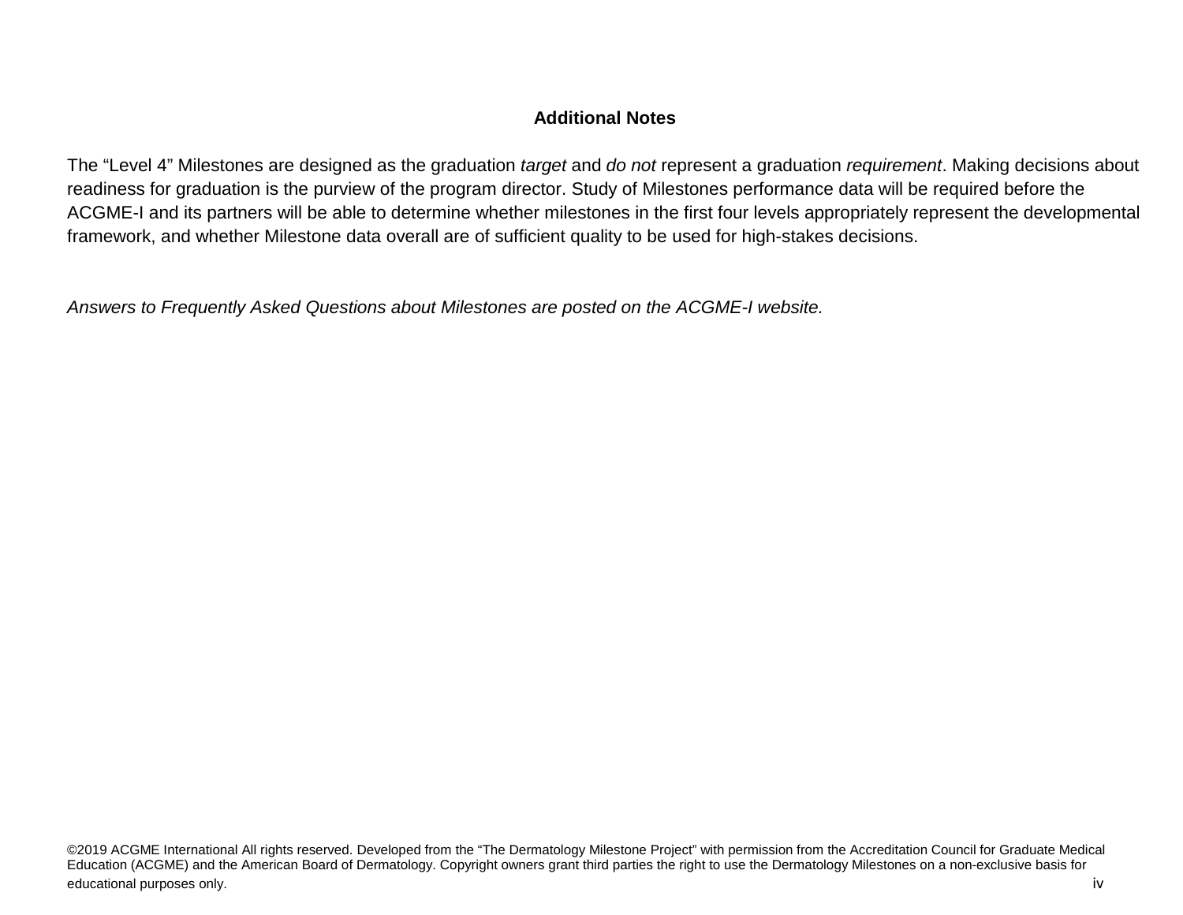## Additional Notes

The “Level 4” Milestones are designed as the graduation *target* and *do not* represent a graduation *requirement*. Making decisions about readiness for graduation is the purview of the program director. Study of Milestones performance data will be required before the ACGME-I and its partners will be able to determine whether milestones in the first four levels appropriately represent the developmental framework, and whether Milestone data overall are of sufficient quality to be used for high-stakes decisions.

*Answers to Frequently Asked Questions about Milestones are posted on the ACGME-I website.*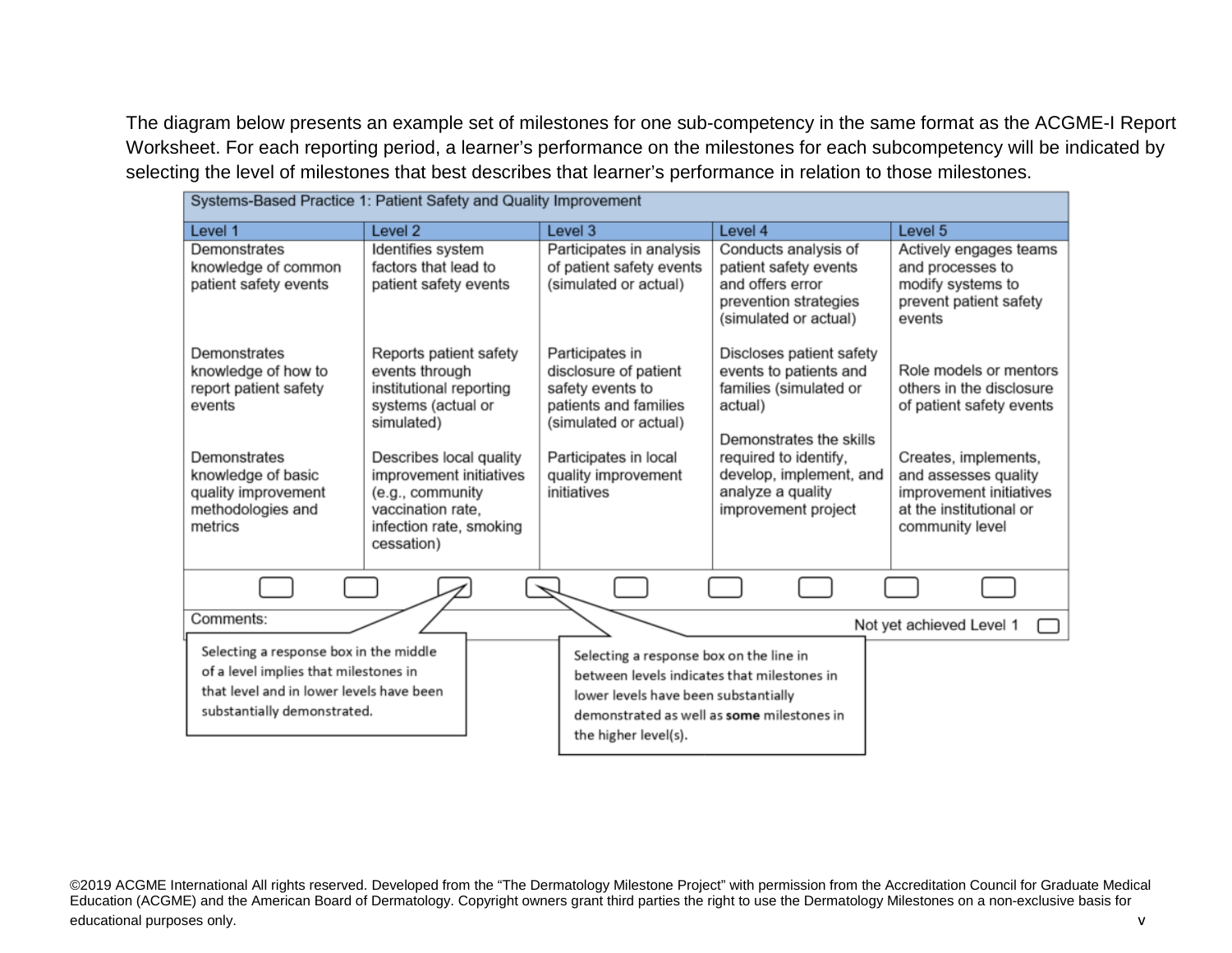The diagram below presents an example set of milestones for one sub-competency in the same format as the ACGME-I Report Worksheet. For each reporting period, a learner's performance on the milestones for each subcompetency will be indicated by selecting the level of milestones that best describes that learner's performance in relation to those milestones.

| Systems-Based Practice 1: Patient Safety and Quality Improvement | | | | |
|---|---|---|---|---|
| **Level 1** | **Level 2** | **Level 3** | **Level 4** | **Level 5** |
| Demonstrates knowledge of common patient safety events | Identifies system factors that lead to patient safety events | Participates in analysis of patient safety events (simulated or actual) | Conducts analysis of patient safety events and offers error prevention strategies (simulated or actual) | Actively engages teams and processes to modify systems to prevent patient safety events |
| Demonstrates knowledge of how to report patient safety events | Reports patient safety events through institutional reporting systems (actual or simulated) | Participates in disclosure of patient safety events to patients and families (simulated or actual) | Discloses patient safety events to patients and families (simulated or actual) | Role models or mentors others in the disclosure of patient safety events |
| Demonstrates knowledge of basic quality improvement methodologies and metrics | Describes local quality improvement initiatives (e.g., community vaccination rate, infection rate, smoking cessation) | Participates in local quality improvement initiatives | Demonstrates the skills required to identify, develop, implement, and analyze a quality improvement project | Creates, implements, and assesses quality improvement initiatives at the institutional or community level |

Comments:

Not yet achieved Level 1

Selecting a response box in the middle of a level implies that milestones in that level and in lower levels have been substantially demonstrated.

Selecting a response box on the line in between levels indicates that milestones in lower levels have been substantially demonstrated as well as **some** milestones in the higher level(s).

©2019 ACGME International All rights reserved. Developed from the "The Dermatology Milestone Project" with permission from the Accreditation Council for Graduate Medical Education (ACGME) and the American Board of Dermatology. Copyright owners grant third parties the right to use the Dermatology Milestones on a non-exclusive basis for educational purposes only.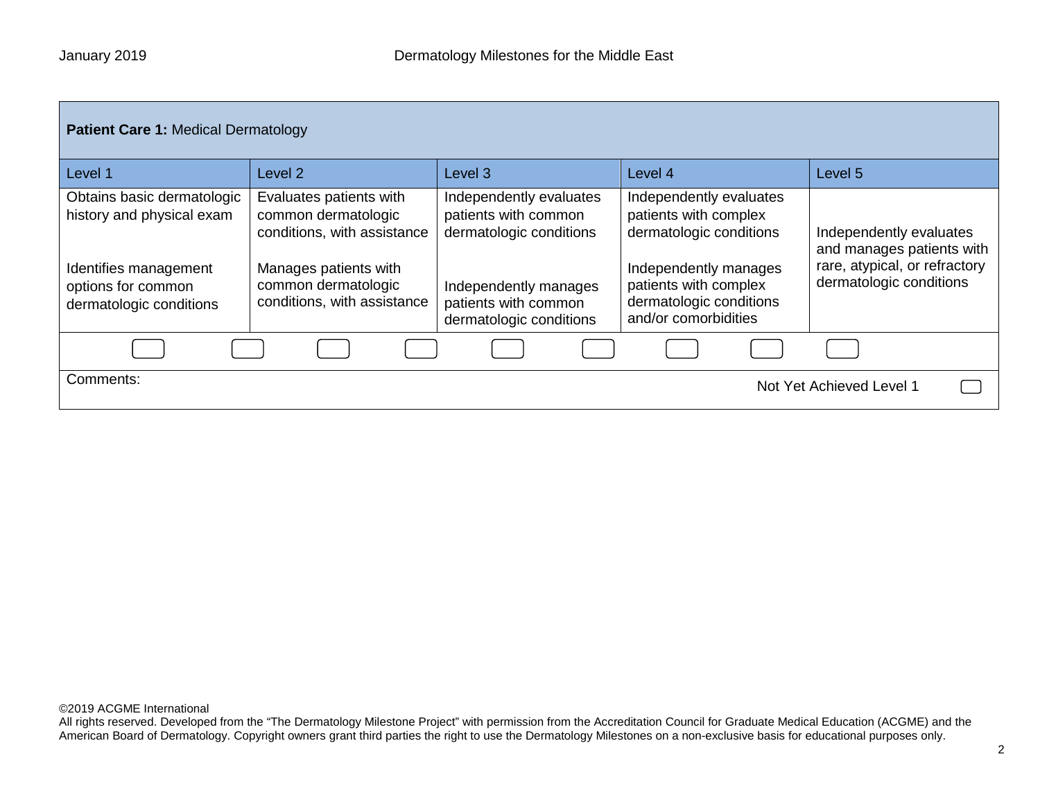**Patient Care 1:** Medical Dermatology

| Level 1 | Level 2 | Level 3 | Level 4 | Level 5 |
|---|---|---|---|---|
| Obtains basic dermatologic history and physical exam | Evaluates patients with common dermatologic conditions, with assistance | Independently evaluates patients with common dermatologic conditions | Independently evaluates patients with complex dermatologic conditions | Independently evaluates and manages patients with rare, atypical, or refractory dermatologic conditions |
| Identifies management options for common dermatologic conditions | Manages patients with common dermatologic conditions, with assistance | Independently manages patients with common dermatologic conditions | Independently manages patients with complex dermatologic conditions and/or comorbidities | |

Comments:

Not Yet Achieved Level 1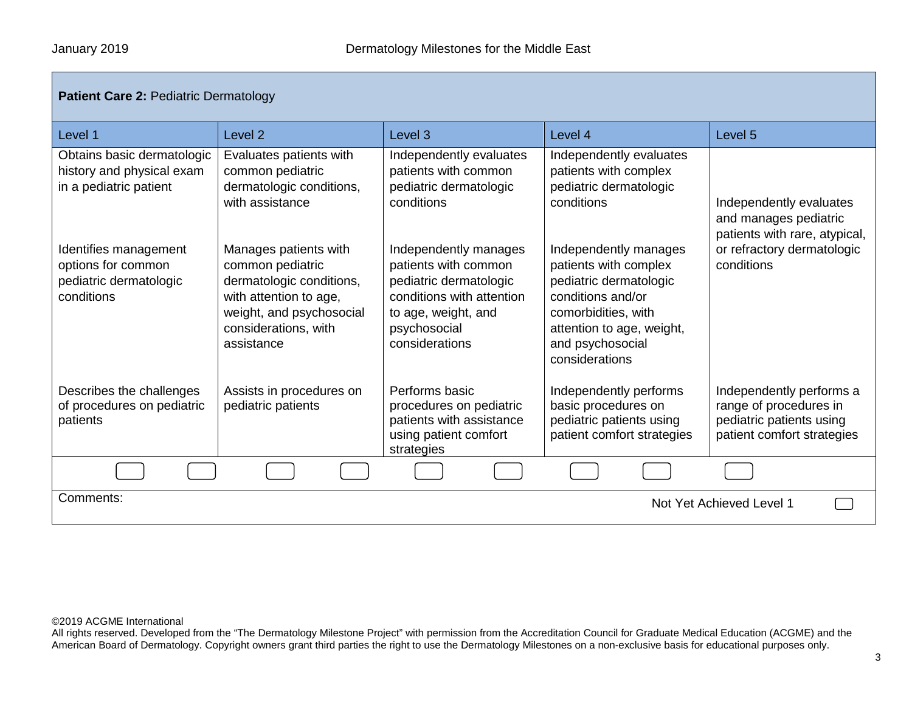| **Patient Care 2:** Pediatric Dermatology | | | | |
|---|---|---|---|---|
| Level 1 | Level 2 | Level 3 | Level 4 | Level 5 |
| Obtains basic dermatologic history and physical exam in a pediatric patient | Evaluates patients with common pediatric dermatologic conditions, with assistance | Independently evaluates patients with common pediatric dermatologic conditions | Independently evaluates patients with complex pediatric dermatologic conditions | Independently evaluates and manages pediatric patients with rare, atypical, or refractory dermatologic conditions |
| Identifies management options for common pediatric dermatologic conditions | Manages patients with common pediatric dermatologic conditions, with attention to age, weight, and psychosocial considerations, with assistance | Independently manages patients with common pediatric dermatologic conditions with attention to age, weight, and psychosocial considerations | Independently manages patients with complex pediatric dermatologic conditions and/or comorbidities, with attention to age, weight, and psychosocial considerations | |
| Describes the challenges of procedures on pediatric patients | Assists in procedures on pediatric patients | Performs basic procedures on pediatric patients with assistance using patient comfort strategies | Independently performs basic procedures on pediatric patients using patient comfort strategies | Independently performs a range of procedures in pediatric patients using patient comfort strategies |

Comments:

Not Yet Achieved Level 1

©2019 ACGME International
All rights reserved. Developed from the "The Dermatology Milestone Project" with permission from the Accreditation Council for Graduate Medical Education (ACGME) and the American Board of Dermatology. Copyright owners grant third parties the right to use the Dermatology Milestones on a non-exclusive basis for educational purposes only.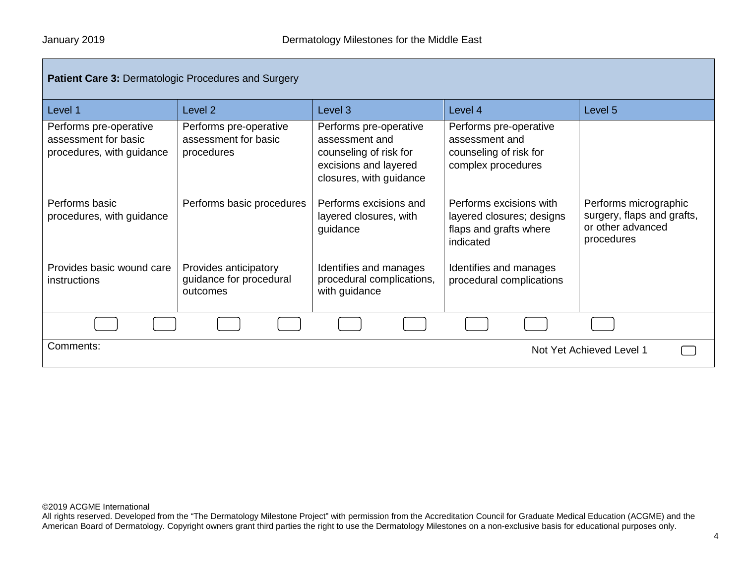**Patient Care 3:** Dermatologic Procedures and Surgery

| Level 1 | Level 2 | Level 3 | Level 4 | Level 5 |
|---|---|---|---|---|
| Performs pre-operative assessment for basic procedures, with guidance | Performs pre-operative assessment for basic procedures | Performs pre-operative assessment and counseling of risk for excisions and layered closures, with guidance | Performs pre-operative assessment and counseling of risk for complex procedures | |
| Performs basic procedures, with guidance | Performs basic procedures | Performs excisions and layered closures, with guidance | Performs excisions with layered closures; designs flaps and grafts where indicated | Performs micrographic surgery, flaps and grafts, or other advanced procedures |
| Provides basic wound care instructions | Provides anticipatory guidance for procedural outcomes | Identifies and manages procedural complications, with guidance | Identifies and manages procedural complications | |

Comments:

Not Yet Achieved Level 1

©2019 ACGME International
All rights reserved. Developed from the “The Dermatology Milestone Project” with permission from the Accreditation Council for Graduate Medical Education (ACGME) and the American Board of Dermatology. Copyright owners grant third parties the right to use the Dermatology Milestones on a non-exclusive basis for educational purposes only.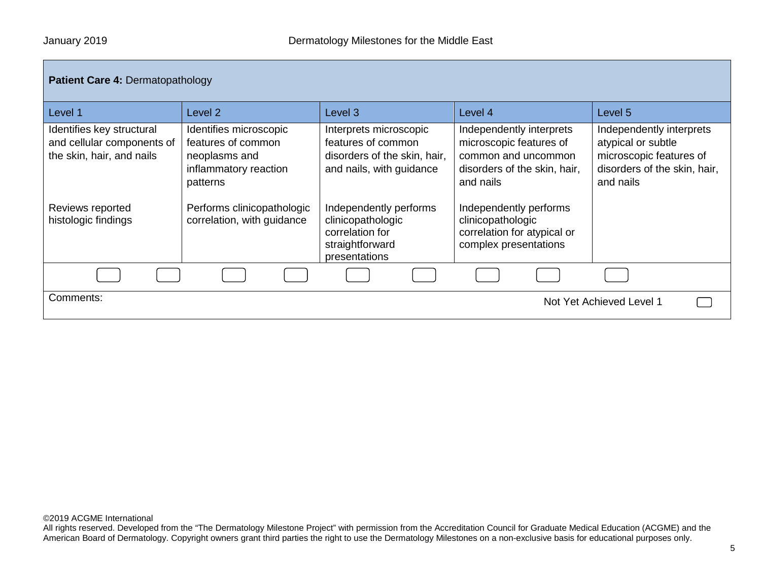**Patient Care 4:** Dermatopathology

| Level 1 | Level 2 | Level 3 | Level 4 | Level 5 |
|---|---|---|---|---|
| Identifies key structural and cellular components of the skin, hair, and nails | Identifies microscopic features of common neoplasms and inflammatory reaction patterns | Interprets microscopic features of common disorders of the skin, hair, and nails, with guidance | Independently interprets microscopic features of common and uncommon disorders of the skin, hair, and nails | Independently interprets atypical or subtle microscopic features of disorders of the skin, hair, and nails |
| Reviews reported histologic findings | Performs clinicopathologic correlation, with guidance | Independently performs clinicopathologic correlation for straightforward presentations | Independently performs clinicopathologic correlation for atypical or complex presentations | |

Comments:

Not Yet Achieved Level 1

©2019 ACGME International
All rights reserved. Developed from the "The Dermatology Milestone Project" with permission from the Accreditation Council for Graduate Medical Education (ACGME) and the American Board of Dermatology. Copyright owners grant third parties the right to use the Dermatology Milestones on a non-exclusive basis for educational purposes only.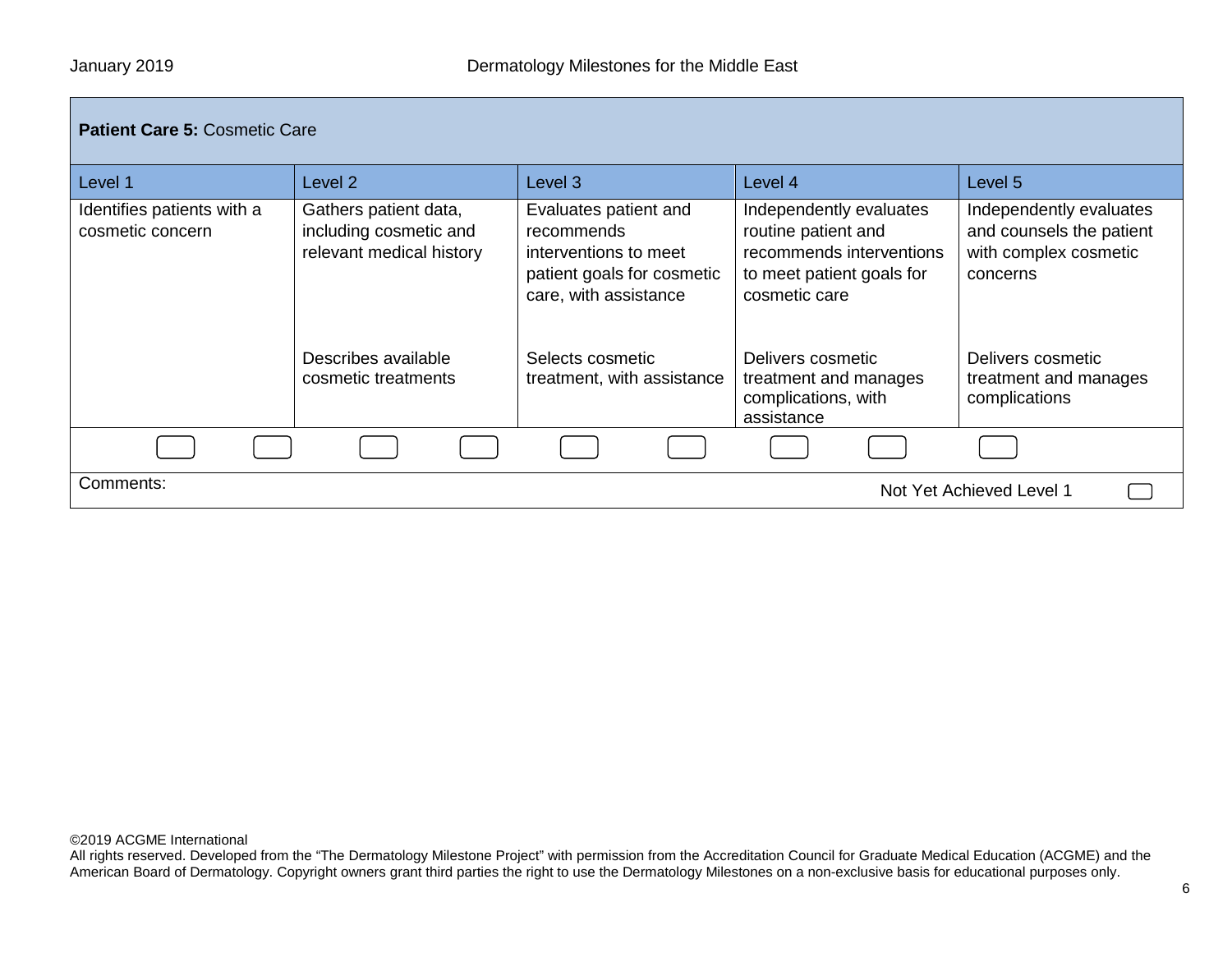**Patient Care 5:** Cosmetic Care

| Level 1 | Level 2 | Level 3 | Level 4 | Level 5 |
|---|---|---|---|---|
| Identifies patients with a cosmetic concern | Gathers patient data, including cosmetic and relevant medical history | Evaluates patient and recommends interventions to meet patient goals for cosmetic care, with assistance | Independently evaluates routine patient and recommends interventions to meet patient goals for cosmetic care | Independently evaluates and counsels the patient with complex cosmetic concerns |
| | Describes available cosmetic treatments | Selects cosmetic treatment, with assistance | Delivers cosmetic treatment and manages complications, with assistance | Delivers cosmetic treatment and manages complications |

Comments:

Not Yet Achieved Level 1

©2019 ACGME International
All rights reserved. Developed from the "The Dermatology Milestone Project" with permission from the Accreditation Council for Graduate Medical Education (ACGME) and the American Board of Dermatology. Copyright owners grant third parties the right to use the Dermatology Milestones on a non-exclusive basis for educational purposes only.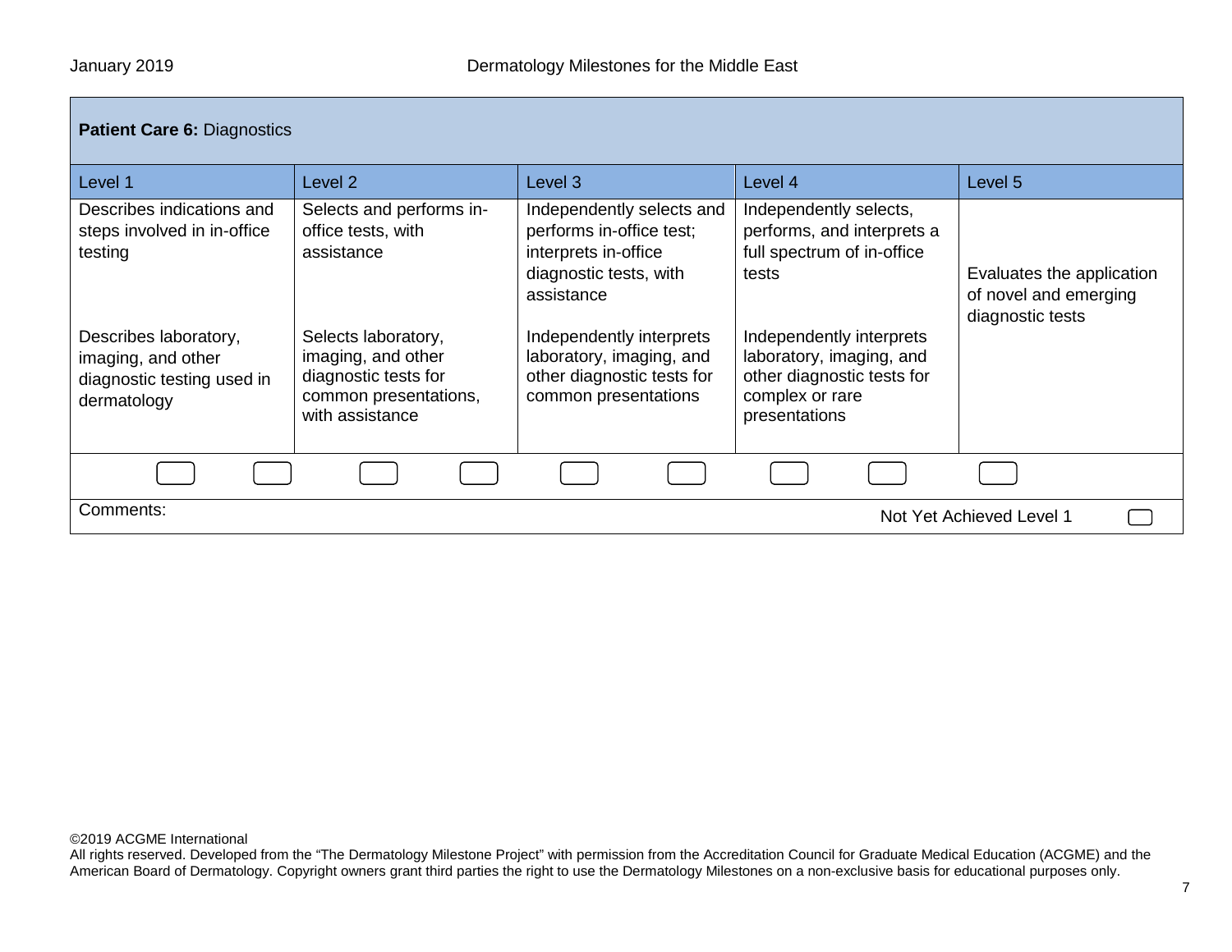| **Patient Care 6:** Diagnostics | | | | |
|---|---|---|---|---|
| Level 1 | Level 2 | Level 3 | Level 4 | Level 5 |
| Describes indications and steps involved in in-office testing | Selects and performs in-office tests, with assistance | Independently selects and performs in-office test; interprets in-office diagnostic tests, with assistance | Independently selects, performs, and interprets a full spectrum of in-office tests | Evaluates the application of novel and emerging diagnostic tests |
| Describes laboratory, imaging, and other diagnostic testing used in dermatology | Selects laboratory, imaging, and other diagnostic tests for common presentations, with assistance | Independently interprets laboratory, imaging, and other diagnostic tests for common presentations | Independently interprets laboratory, imaging, and other diagnostic tests for complex or rare presentations | |

Comments:

Not Yet Achieved Level 1

©2019 ACGME International
All rights reserved. Developed from the "The Dermatology Milestone Project" with permission from the Accreditation Council for Graduate Medical Education (ACGME) and the American Board of Dermatology. Copyright owners grant third parties the right to use the Dermatology Milestones on a non-exclusive basis for educational purposes only.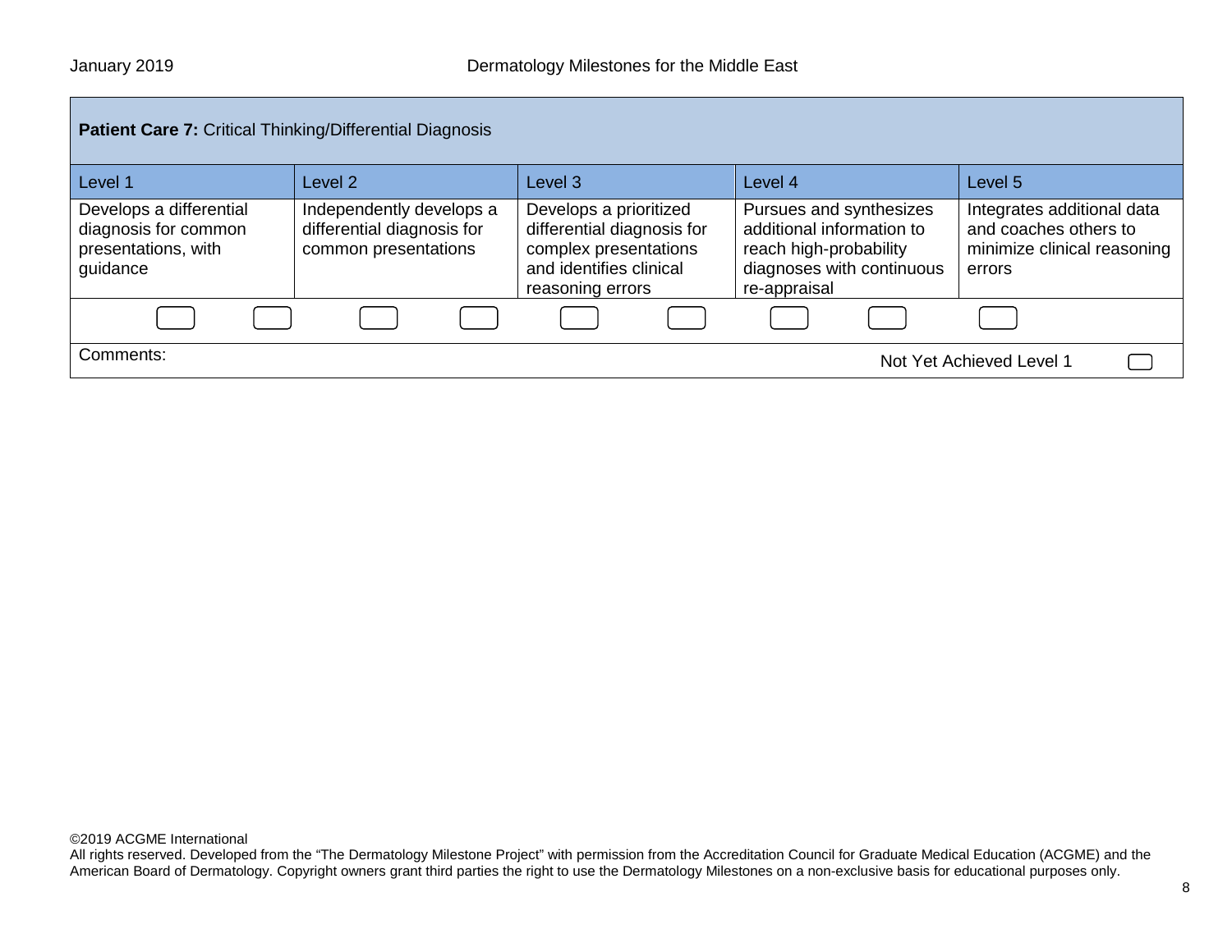| **Patient Care 7:** Critical Thinking/Differential Diagnosis | | | | |
|---|---|---|---|---|
| Level 1 | Level 2 | Level 3 | Level 4 | Level 5 |
| Develops a differential diagnosis for common presentations, with guidance | Independently develops a differential diagnosis for common presentations | Develops a prioritized differential diagnosis for complex presentations and identifies clinical reasoning errors | Pursues and synthesizes additional information to reach high-probability diagnoses with continuous re-appraisal | Integrates additional data and coaches others to minimize clinical reasoning errors |

Comments:

Not Yet Achieved Level 1

©2019 ACGME International
All rights reserved. Developed from the "The Dermatology Milestone Project" with permission from the Accreditation Council for Graduate Medical Education (ACGME) and the American Board of Dermatology. Copyright owners grant third parties the right to use the Dermatology Milestones on a non-exclusive basis for educational purposes only.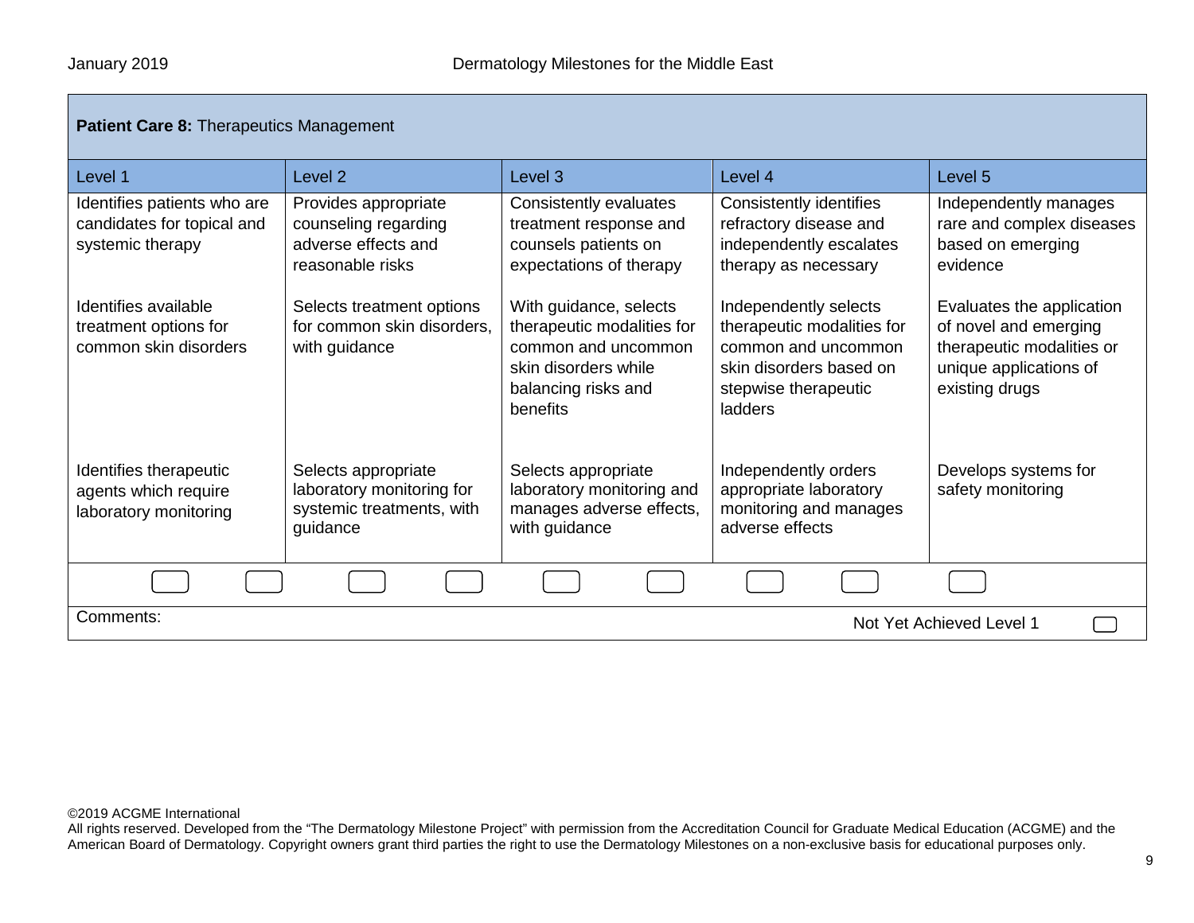**Patient Care 8:** Therapeutics Management

| Level 1 | Level 2 | Level 3 | Level 4 | Level 5 |
|---|---|---|---|---|
| Identifies patients who are candidates for topical and systemic therapy | Provides appropriate counseling regarding adverse effects and reasonable risks | Consistently evaluates treatment response and counsels patients on expectations of therapy | Consistently identifies refractory disease and independently escalates therapy as necessary | Independently manages rare and complex diseases based on emerging evidence |
| Identifies available treatment options for common skin disorders | Selects treatment options for common skin disorders, with guidance | With guidance, selects therapeutic modalities for common and uncommon skin disorders while balancing risks and benefits | Independently selects therapeutic modalities for common and uncommon skin disorders based on stepwise therapeutic ladders | Evaluates the application of novel and emerging therapeutic modalities or unique applications of existing drugs |
| Identifies therapeutic agents which require laboratory monitoring | Selects appropriate laboratory monitoring for systemic treatments, with guidance | Selects appropriate laboratory monitoring and manages adverse effects, with guidance | Independently orders appropriate laboratory monitoring and manages adverse effects | Develops systems for safety monitoring |

Comments:

Not Yet Achieved Level 1

©2019 ACGME International
All rights reserved. Developed from the "The Dermatology Milestone Project" with permission from the Accreditation Council for Graduate Medical Education (ACGME) and the American Board of Dermatology. Copyright owners grant third parties the right to use the Dermatology Milestones on a non-exclusive basis for educational purposes only.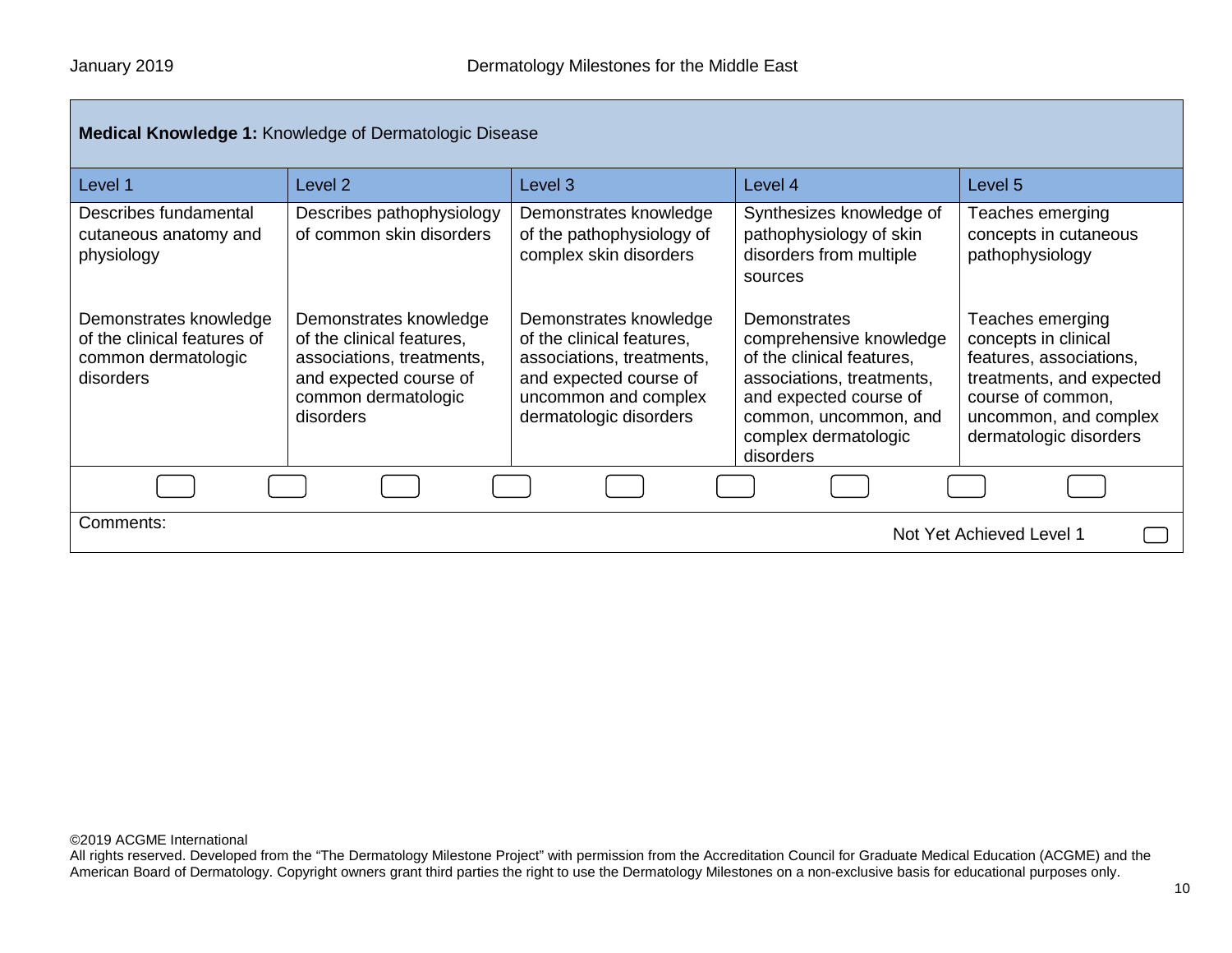**Medical Knowledge 1:** Knowledge of Dermatologic Disease

| Level 1 | Level 2 | Level 3 | Level 4 | Level 5 |
|---|---|---|---|---|
| Describes fundamental cutaneous anatomy and physiology | Describes pathophysiology of common skin disorders | Demonstrates knowledge of the pathophysiology of complex skin disorders | Synthesizes knowledge of pathophysiology of skin disorders from multiple sources | Teaches emerging concepts in cutaneous pathophysiology |
| Demonstrates knowledge of the clinical features of common dermatologic disorders | Demonstrates knowledge of the clinical features, associations, treatments, and expected course of common dermatologic disorders | Demonstrates knowledge of the clinical features, associations, treatments, and expected course of uncommon and complex dermatologic disorders | Demonstrates comprehensive knowledge of the clinical features, associations, treatments, and expected course of common, uncommon, and complex dermatologic disorders | Teaches emerging concepts in clinical features, associations, treatments, and expected course of common, uncommon, and complex dermatologic disorders |

Comments:

Not Yet Achieved Level 1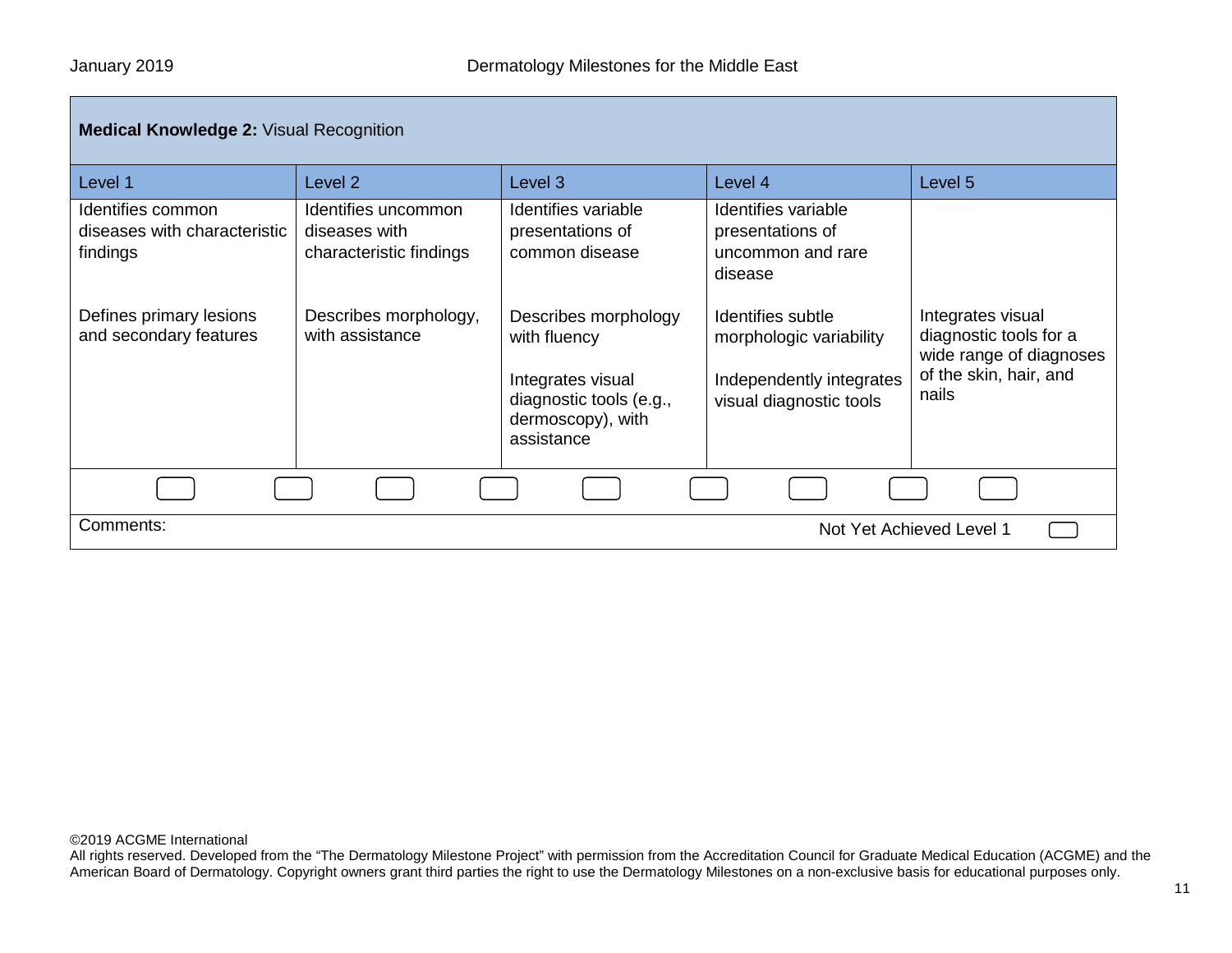## Medical Knowledge 2: Visual Recognition

| Level 1 | Level 2 | Level 3 | Level 4 | Level 5 |
|---|---|---|---|---|
| Identifies common diseases with characteristic findings | Identifies uncommon diseases with characteristic findings | Identifies variable presentations of common disease | Identifies variable presentations of uncommon and rare disease | |
| Defines primary lesions and secondary features | Describes morphology, with assistance | Describes morphology with fluency<br><br>Integrates visual diagnostic tools (e.g., dermoscopy), with assistance | Identifies subtle morphologic variability<br><br>Independently integrates visual diagnostic tools | Integrates visual diagnostic tools for a wide range of diagnoses of the skin, hair, and nails |

Comments:

Not Yet Achieved Level 1

©2019 ACGME International
All rights reserved. Developed from the "The Dermatology Milestone Project" with permission from the Accreditation Council for Graduate Medical Education (ACGME) and the American Board of Dermatology. Copyright owners grant third parties the right to use the Dermatology Milestones on a non-exclusive basis for educational purposes only.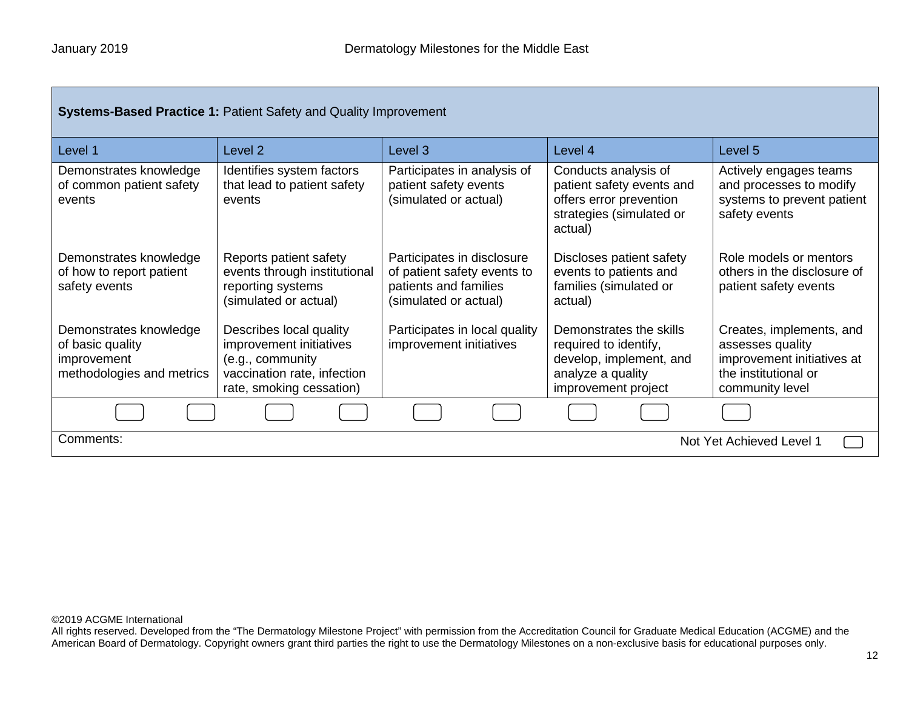**Systems-Based Practice 1:** Patient Safety and Quality Improvement

| Level 1 | Level 2 | Level 3 | Level 4 | Level 5 |
|---|---|---|---|---|
| Demonstrates knowledge of common patient safety events | Identifies system factors that lead to patient safety events | Participates in analysis of patient safety events (simulated or actual) | Conducts analysis of patient safety events and offers error prevention strategies (simulated or actual) | Actively engages teams and processes to modify systems to prevent patient safety events |
| Demonstrates knowledge of how to report patient safety events | Reports patient safety events through institutional reporting systems (simulated or actual) | Participates in disclosure of patient safety events to patients and families (simulated or actual) | Discloses patient safety events to patients and families (simulated or actual) | Role models or mentors others in the disclosure of patient safety events |
| Demonstrates knowledge of basic quality improvement methodologies and metrics | Describes local quality improvement initiatives (e.g., community vaccination rate, infection rate, smoking cessation) | Participates in local quality improvement initiatives | Demonstrates the skills required to identify, develop, implement, and analyze a quality improvement project | Creates, implements, and assesses quality improvement initiatives at the institutional or community level |

Comments:

Not Yet Achieved Level 1

©2019 ACGME International
All rights reserved. Developed from the "The Dermatology Milestone Project" with permission from the Accreditation Council for Graduate Medical Education (ACGME) and the American Board of Dermatology. Copyright owners grant third parties the right to use the Dermatology Milestones on a non-exclusive basis for educational purposes only.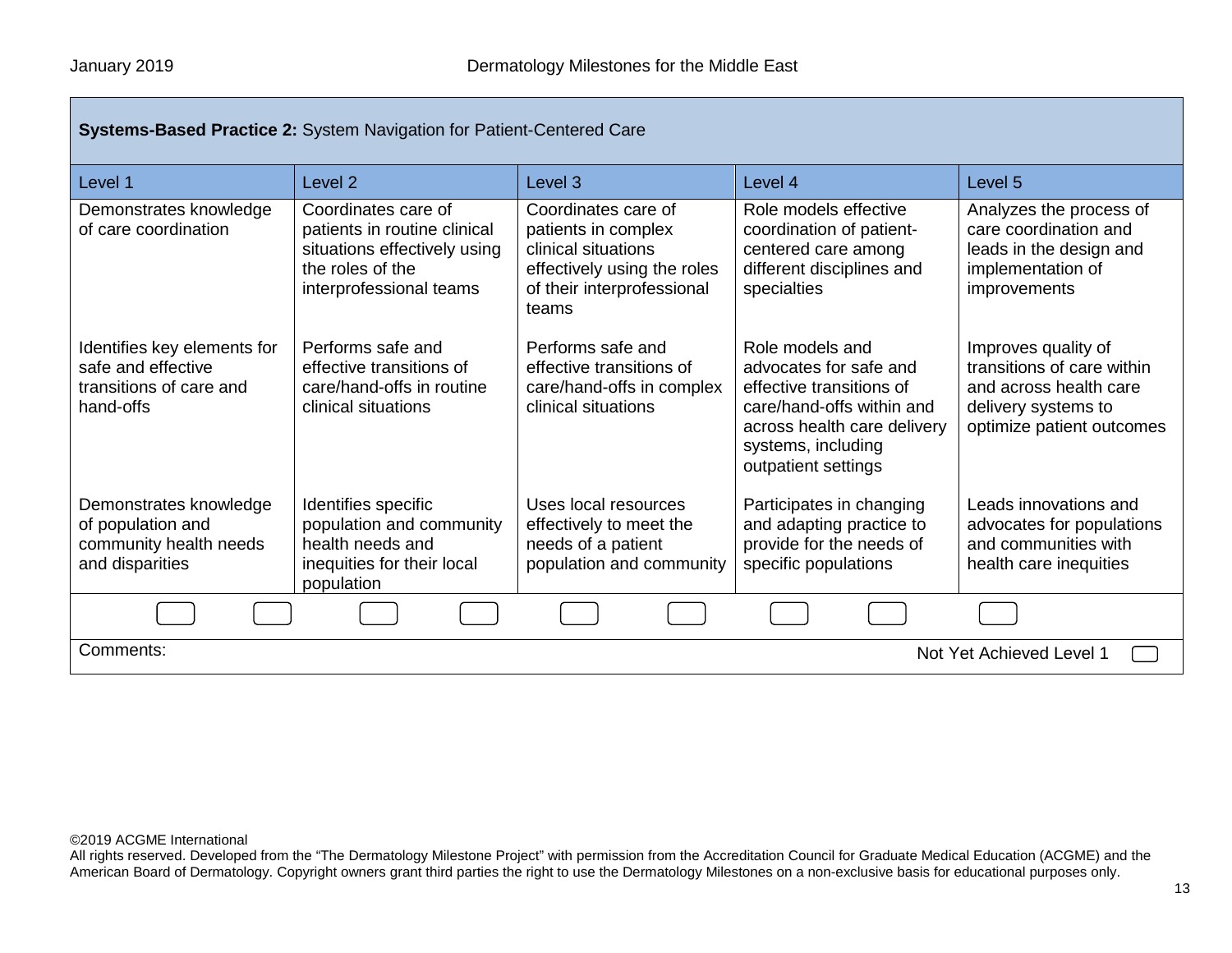**Systems-Based Practice 2:** System Navigation for Patient-Centered Care

| Level 1 | Level 2 | Level 3 | Level 4 | Level 5 |
|---|---|---|---|---|
| Demonstrates knowledge of care coordination | Coordinates care of patients in routine clinical situations effectively using the roles of the interprofessional teams | Coordinates care of patients in complex clinical situations effectively using the roles of their interprofessional teams | Role models effective coordination of patient-centered care among different disciplines and specialties | Analyzes the process of care coordination and leads in the design and implementation of improvements |
| Identifies key elements for safe and effective transitions of care and hand-offs | Performs safe and effective transitions of care/hand-offs in routine clinical situations | Performs safe and effective transitions of care/hand-offs in complex clinical situations | Role models and advocates for safe and effective transitions of care/hand-offs within and across health care delivery systems, including outpatient settings | Improves quality of transitions of care within and across health care delivery systems to optimize patient outcomes |
| Demonstrates knowledge of population and community health needs and disparities | Identifies specific population and community health needs and inequities for their local population | Uses local resources effectively to meet the needs of a patient population and community | Participates in changing and adapting practice to provide for the needs of specific populations | Leads innovations and advocates for populations and communities with health care inequities |

Comments:

Not Yet Achieved Level 1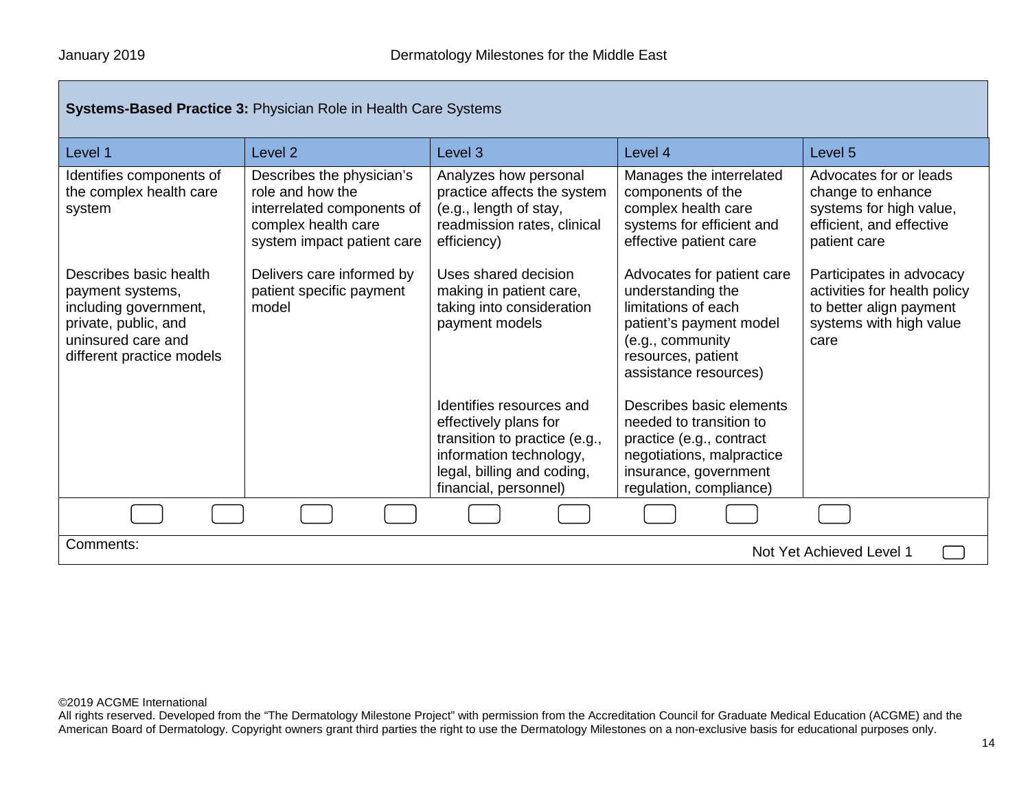**Systems-Based Practice 3:** Physician Role in Health Care Systems

| Level 1 | Level 2 | Level 3 | Level 4 | Level 5 |
|---|---|---|---|---|
| Identifies components of the complex health care system | Describes the physician's role and how the interrelated components of complex health care system impact patient care | Analyzes how personal practice affects the system (e.g., length of stay, readmission rates, clinical efficiency) | Manages the interrelated components of the complex health care systems for efficient and effective patient care | Advocates for or leads change to enhance systems for high value, efficient, and effective patient care |
| Describes basic health payment systems, including government, private, public, and uninsured care and different practice models | Delivers care informed by patient specific payment model | Uses shared decision making in patient care, taking into consideration payment models | Advocates for patient care understanding the limitations of each patient's payment model (e.g., community resources, patient assistance resources) | Participates in advocacy activities for health policy to better align payment systems with high value care |
| | | Identifies resources and effectively plans for transition to practice (e.g., information technology, legal, billing and coding, financial, personnel) | Describes basic elements needed to transition to practice (e.g., contract negotiations, malpractice insurance, government regulation, compliance) | |

Comments:

Not Yet Achieved Level 1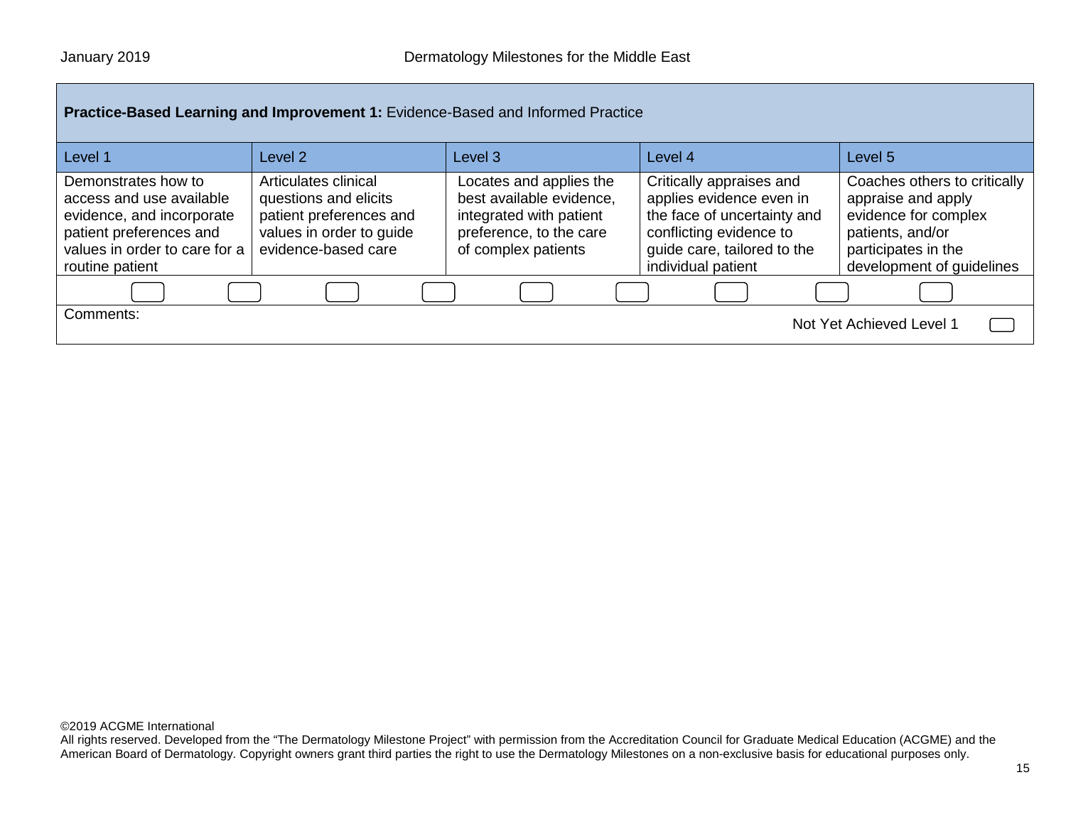**Practice-Based Learning and Improvement 1:** Evidence-Based and Informed Practice

| Level 1 | Level 2 | Level 3 | Level 4 | Level 5 |
|---|---|---|---|---|
| Demonstrates how to access and use available evidence, and incorporate patient preferences and values in order to care for a routine patient | Articulates clinical questions and elicits patient preferences and values in order to guide evidence-based care | Locates and applies the best available evidence, integrated with patient preference, to the care of complex patients | Critically appraises and applies evidence even in the face of uncertainty and conflicting evidence to guide care, tailored to the individual patient | Coaches others to critically appraise and apply evidence for complex patients, and/or participates in the development of guidelines |

Comments:

Not Yet Achieved Level 1

©2019 ACGME International
All rights reserved. Developed from the "The Dermatology Milestone Project" with permission from the Accreditation Council for Graduate Medical Education (ACGME) and the American Board of Dermatology. Copyright owners grant third parties the right to use the Dermatology Milestones on a non-exclusive basis for educational purposes only.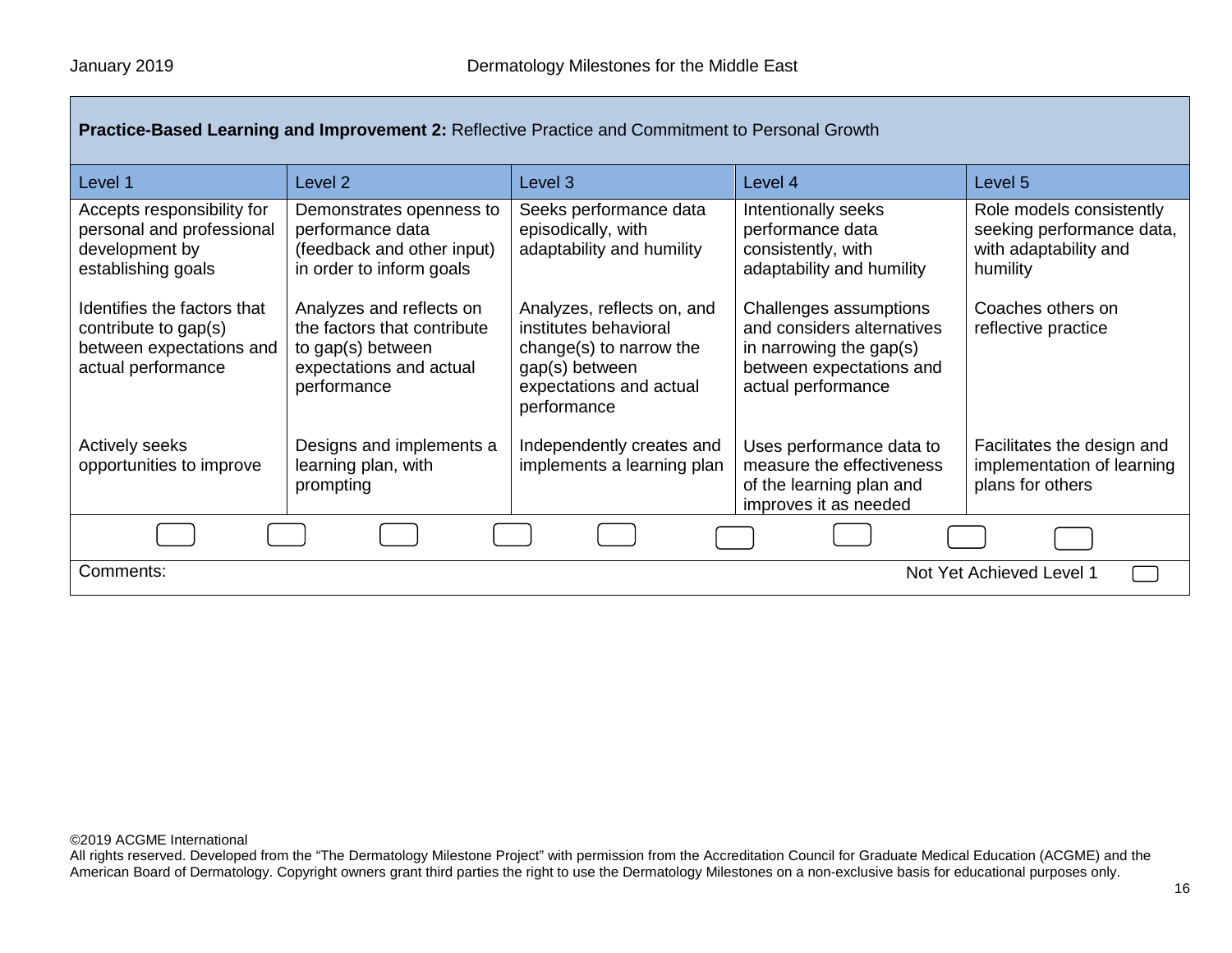**Practice-Based Learning and Improvement 2:** Reflective Practice and Commitment to Personal Growth

| Level 1 | Level 2 | Level 3 | Level 4 | Level 5 |
|---|---|---|---|---|
| Accepts responsibility for personal and professional development by establishing goals | Demonstrates openness to performance data (feedback and other input) in order to inform goals | Seeks performance data episodically, with adaptability and humility | Intentionally seeks performance data consistently, with adaptability and humility | Role models consistently seeking performance data, with adaptability and humility |
| Identifies the factors that contribute to gap(s) between expectations and actual performance | Analyzes and reflects on the factors that contribute to gap(s) between expectations and actual performance | Analyzes, reflects on, and institutes behavioral change(s) to narrow the gap(s) between expectations and actual performance | Challenges assumptions and considers alternatives in narrowing the gap(s) between expectations and actual performance | Coaches others on reflective practice |
| Actively seeks opportunities to improve | Designs and implements a learning plan, with prompting | Independently creates and implements a learning plan | Uses performance data to measure the effectiveness of the learning plan and improves it as needed | Facilitates the design and implementation of learning plans for others |

Comments: Not Yet Achieved Level 1

©2019 ACGME International
All rights reserved. Developed from the "The Dermatology Milestone Project" with permission from the Accreditation Council for Graduate Medical Education (ACGME) and the American Board of Dermatology. Copyright owners grant third parties the right to use the Dermatology Milestones on a non-exclusive basis for educational purposes only.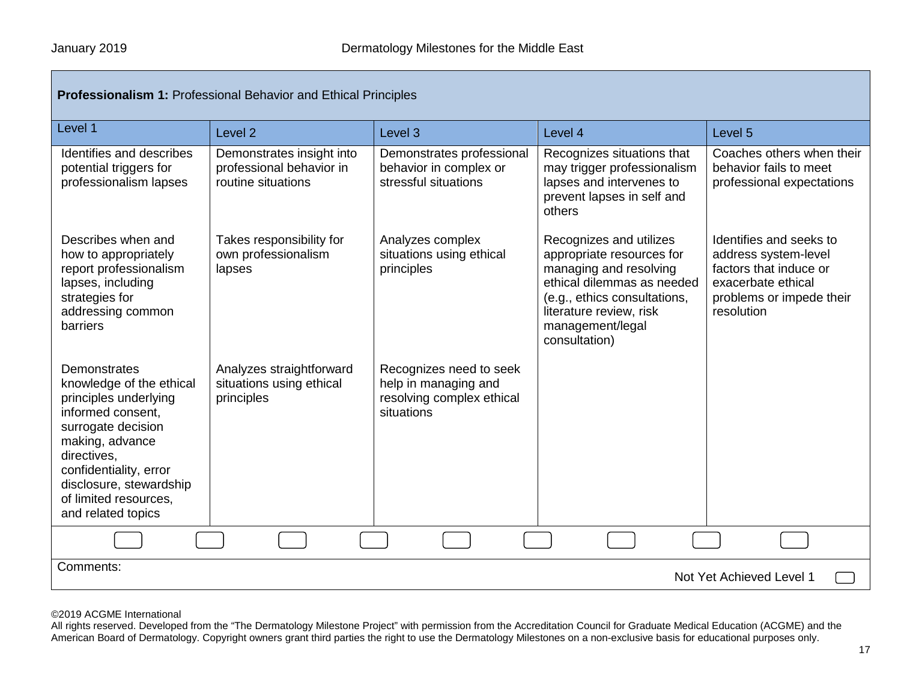**Professionalism 1:** Professional Behavior and Ethical Principles

| Level 1 | Level 2 | Level 3 | Level 4 | Level 5 |
|---|---|---|---|---|
| Identifies and describes potential triggers for professionalism lapses | Demonstrates insight into professional behavior in routine situations | Demonstrates professional behavior in complex or stressful situations | Recognizes situations that may trigger professionalism lapses and intervenes to prevent lapses in self and others | Coaches others when their behavior fails to meet professional expectations |
| Describes when and how to appropriately report professionalism lapses, including strategies for addressing common barriers | Takes responsibility for own professionalism lapses | Analyzes complex situations using ethical principles | Recognizes and utilizes appropriate resources for managing and resolving ethical dilemmas as needed (e.g., ethics consultations, literature review, risk management/legal consultation) | Identifies and seeks to address system-level factors that induce or exacerbate ethical problems or impede their resolution |
| Demonstrates knowledge of the ethical principles underlying informed consent, surrogate decision making, advance directives, confidentiality, error disclosure, stewardship of limited resources, and related topics | Analyzes straightforward situations using ethical principles | Recognizes need to seek help in managing and resolving complex ethical situations | | |

Comments:

Not Yet Achieved Level 1

©2019 ACGME International
All rights reserved. Developed from the "The Dermatology Milestone Project" with permission from the Accreditation Council for Graduate Medical Education (ACGME) and the American Board of Dermatology. Copyright owners grant third parties the right to use the Dermatology Milestones on a non-exclusive basis for educational purposes only.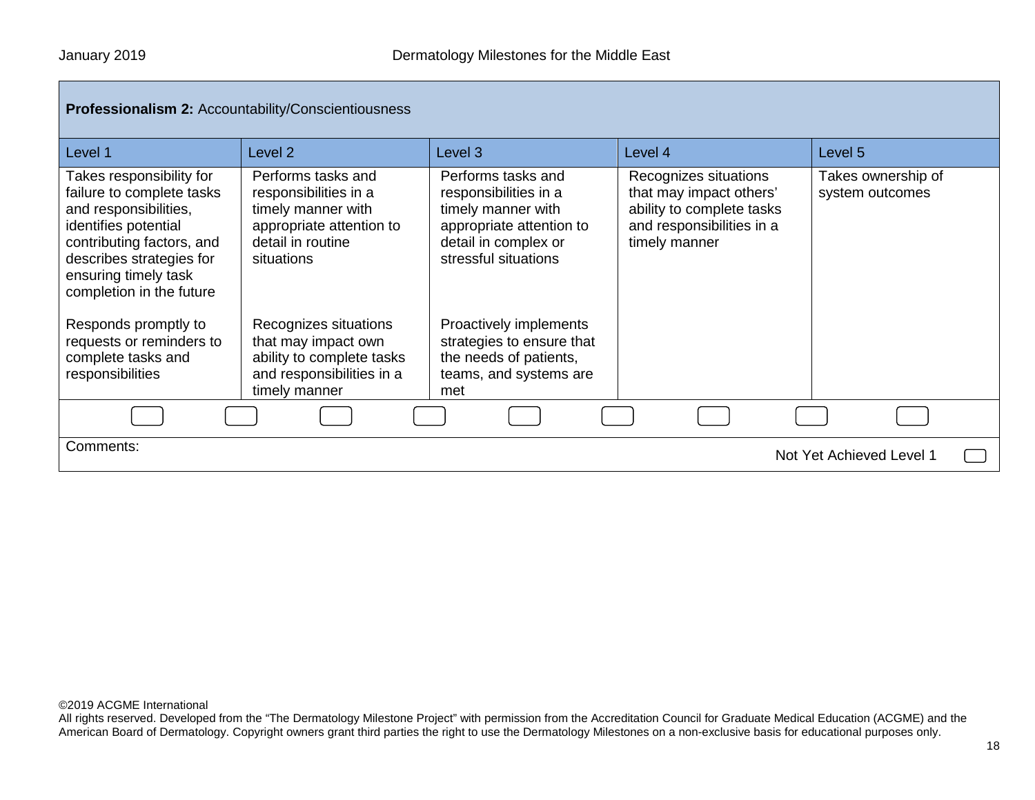**Professionalism 2:** Accountability/Conscientiousness

| Level 1 | Level 2 | Level 3 | Level 4 | Level 5 |
|---|---|---|---|---|
| Takes responsibility for failure to complete tasks and responsibilities, identifies potential contributing factors, and describes strategies for ensuring timely task completion in the future | Performs tasks and responsibilities in a timely manner with appropriate attention to detail in routine situations | Performs tasks and responsibilities in a timely manner with appropriate attention to detail in complex or stressful situations | Recognizes situations that may impact others' ability to complete tasks and responsibilities in a timely manner | Takes ownership of system outcomes |
| Responds promptly to requests or reminders to complete tasks and responsibilities | Recognizes situations that may impact own ability to complete tasks and responsibilities in a timely manner | Proactively implements strategies to ensure that the needs of patients, teams, and systems are met | | |

Comments:

Not Yet Achieved Level 1

©2019 ACGME International
All rights reserved. Developed from the "The Dermatology Milestone Project" with permission from the Accreditation Council for Graduate Medical Education (ACGME) and the American Board of Dermatology. Copyright owners grant third parties the right to use the Dermatology Milestones on a non-exclusive basis for educational purposes only.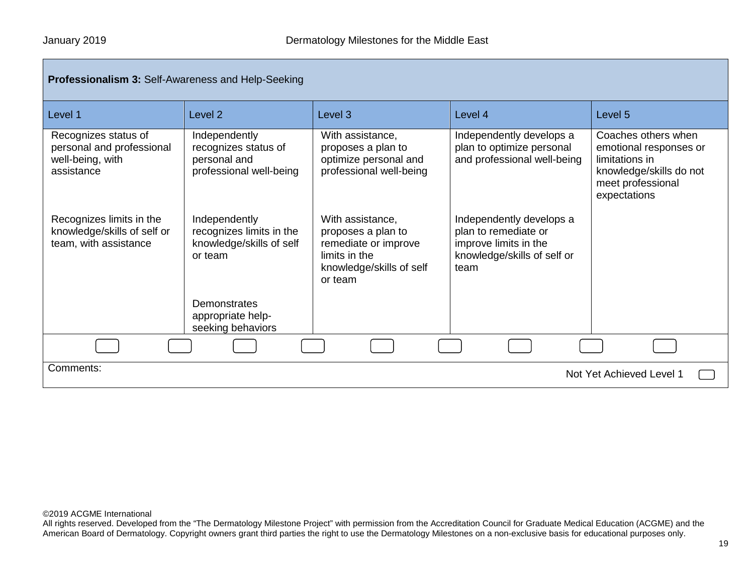| **Professionalism 3:** Self-Awareness and Help-Seeking | | | | |
|---|---|---|---|---|
| Level 1 | Level 2 | Level 3 | Level 4 | Level 5 |
| Recognizes status of personal and professional well-being, with assistance | Independently recognizes status of personal and professional well-being | With assistance, proposes a plan to optimize personal and professional well-being | Independently develops a plan to optimize personal and professional well-being | Coaches others when emotional responses or limitations in knowledge/skills do not meet professional expectations |
| Recognizes limits in the knowledge/skills of self or team, with assistance | Independently recognizes limits in the knowledge/skills of self or team | With assistance, proposes a plan to remediate or improve limits in the knowledge/skills of self or team | Independently develops a plan to remediate or improve limits in the knowledge/skills of self or team | |
| | Demonstrates appropriate help-seeking behaviors | | | |

Comments:

Not Yet Achieved Level 1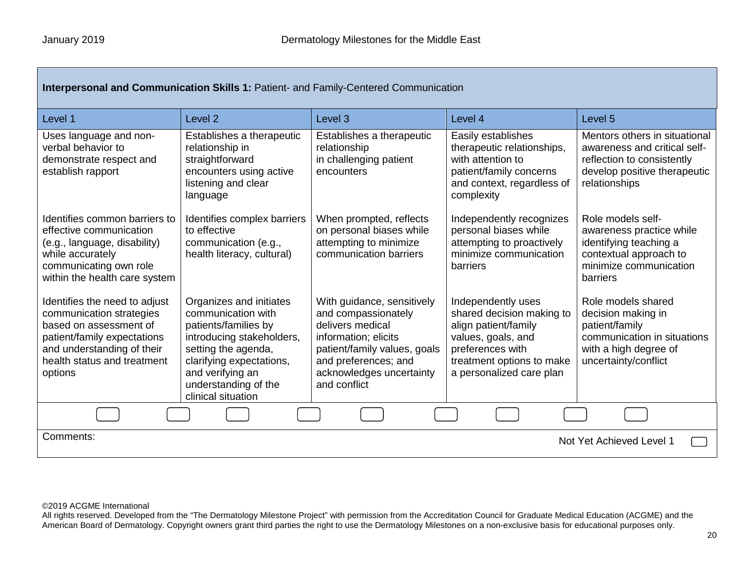| **Interpersonal and Communication Skills 1:** Patient- and Family-Centered Communication | | | | |
|---|---|---|---|---|
| Level 1 | Level 2 | Level 3 | Level 4 | Level 5 |
| Uses language and non-verbal behavior to demonstrate respect and establish rapport | Establishes a therapeutic relationship in straightforward encounters using active listening and clear language | Establishes a therapeutic relationship in challenging patient encounters | Easily establishes therapeutic relationships, with attention to patient/family concerns and context, regardless of complexity | Mentors others in situational awareness and critical self-reflection to consistently develop positive therapeutic relationships |
| Identifies common barriers to effective communication (e.g., language, disability) while accurately communicating own role within the health care system | Identifies complex barriers to effective communication (e.g., health literacy, cultural) | When prompted, reflects on personal biases while attempting to minimize communication barriers | Independently recognizes personal biases while attempting to proactively minimize communication barriers | Role models self-awareness practice while identifying teaching a contextual approach to minimize communication barriers |
| Identifies the need to adjust communication strategies based on assessment of patient/family expectations and understanding of their health status and treatment options | Organizes and initiates communication with patients/families by introducing stakeholders, setting the agenda, clarifying expectations, and verifying an understanding of the clinical situation | With guidance, sensitively and compassionately delivers medical information; elicits patient/family values, goals and preferences; and acknowledges uncertainty and conflict | Independently uses shared decision making to align patient/family values, goals, and preferences with treatment options to make a personalized care plan | Role models shared decision making in patient/family communication in situations with a high degree of uncertainty/conflict |

Comments:

Not Yet Achieved Level 1

©2019 ACGME International
All rights reserved. Developed from the "The Dermatology Milestone Project" with permission from the Accreditation Council for Graduate Medical Education (ACGME) and the American Board of Dermatology. Copyright owners grant third parties the right to use the Dermatology Milestones on a non-exclusive basis for educational purposes only.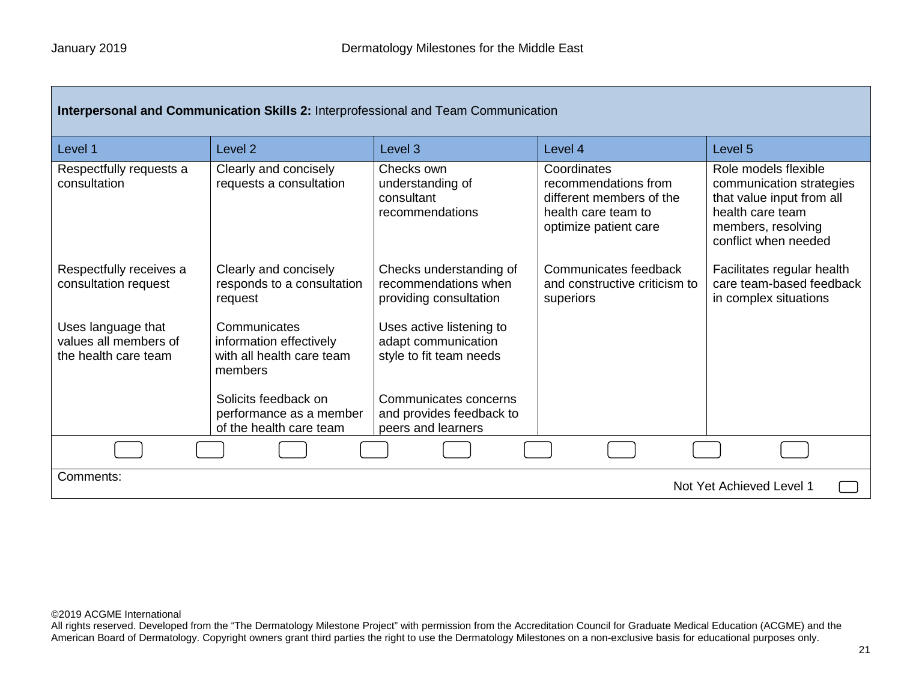| **Interpersonal and Communication Skills 2:** Interprofessional and Team Communication | | | | |
|---|---|---|---|---|
| Level 1 | Level 2 | Level 3 | Level 4 | Level 5 |
| Respectfully requests a consultation | Clearly and concisely requests a consultation | Checks own understanding of consultant recommendations | Coordinates recommendations from different members of the health care team to optimize patient care | Role models flexible communication strategies that value input from all health care team members, resolving conflict when needed |
| Respectfully receives a consultation request | Clearly and concisely responds to a consultation request | Checks understanding of recommendations when providing consultation | Communicates feedback and constructive criticism to superiors | Facilitates regular health care team-based feedback in complex situations |
| Uses language that values all members of the health care team | Communicates information effectively with all health care team members | Uses active listening to adapt communication style to fit team needs | | |
| | Solicits feedback on performance as a member of the health care team | Communicates concerns and provides feedback to peers and learners | | |

Comments:

Not Yet Achieved Level 1

©2019 ACGME International
All rights reserved. Developed from the "The Dermatology Milestone Project" with permission from the Accreditation Council for Graduate Medical Education (ACGME) and the American Board of Dermatology. Copyright owners grant third parties the right to use the Dermatology Milestones on a non-exclusive basis for educational purposes only.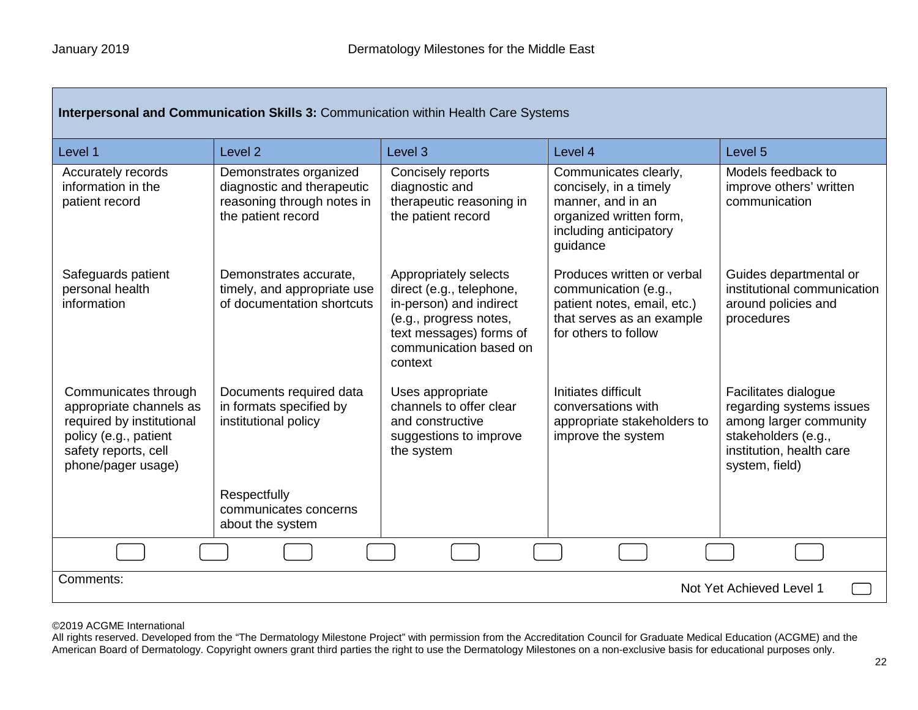| Interpersonal and Communication Skills 3: Communication within Health Care Systems | | | | |
|---|---|---|---|---|
| Level 1 | Level 2 | Level 3 | Level 4 | Level 5 |
| Accurately records information in the patient record | Demonstrates organized diagnostic and therapeutic reasoning through notes in the patient record | Concisely reports diagnostic and therapeutic reasoning in the patient record | Communicates clearly, concisely, in a timely manner, and in an organized written form, including anticipatory guidance | Models feedback to improve others' written communication |
| Safeguards patient personal health information | Demonstrates accurate, timely, and appropriate use of documentation shortcuts | Appropriately selects direct (e.g., telephone, in-person) and indirect (e.g., progress notes, text messages) forms of communication based on context | Produces written or verbal communication (e.g., patient notes, email, etc.) that serves as an example for others to follow | Guides departmental or institutional communication around policies and procedures |
| Communicates through appropriate channels as required by institutional policy (e.g., patient safety reports, cell phone/pager usage) | Documents required data in formats specified by institutional policy | Uses appropriate channels to offer clear and constructive suggestions to improve the system | Initiates difficult conversations with appropriate stakeholders to improve the system | Facilitates dialogue regarding systems issues among larger community stakeholders (e.g., institution, health care system, field) |
| | Respectfully communicates concerns about the system | | | |

Comments:

Not Yet Achieved Level 1

©2019 ACGME International
All rights reserved. Developed from the "The Dermatology Milestone Project" with permission from the Accreditation Council for Graduate Medical Education (ACGME) and the American Board of Dermatology. Copyright owners grant third parties the right to use the Dermatology Milestones on a non-exclusive basis for educational purposes only.